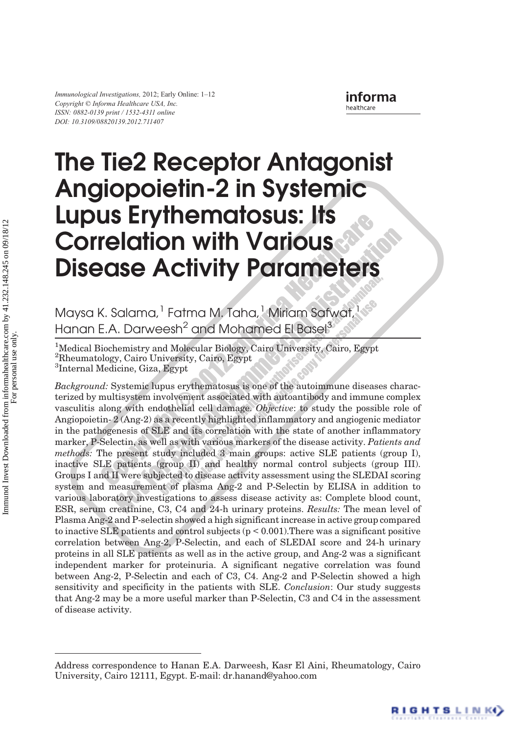# The Tie2 Receptor Antagonist Angiopoietin-2 in Systemic Lupus Erythematosus: Its Correlation with Various Disease Activity Parameters

Maysa K. Salama,[1] Fatma M. Taha,[1] Miriam Safwat,[1] Hanan E.A. Darweesh[2] and Mohamed El Basel[3]

[1]Medical Biochemistry and Molecular Biology, Cairo University, Cairo, Egypt
[2]Rheumatology, Cairo University, Cairo, Egypt
[3]Internal Medicine, Giza, Egypt

*Background:* Systemic lupus erythematosus is one of the autoimmune diseases characterized by multisystem involvement associated with autoantibody and immune complex vasculitis along with endothelial cell damage. *Objective*: to study the possible role of Angiopoietin- 2 (Ang-2) as a recently highlighted inflammatory and angiogenic mediator in the pathogenesis of SLE and its correlation with the state of another inflammatory marker, P-Selectin, as well as with various markers of the disease activity. *Patients and methods:* The present study included 3 main groups: active SLE patients (group I), inactive SLE patients (group II) and healthy normal control subjects (group III). Groups I and II were subjected to disease activity assessment using the SLEDAI scoring system and measurement of plasma Ang-2 and P-Selectin by ELISA in addition to various laboratory investigations to assess disease activity as: Complete blood count, ESR, serum creatinine, C3, C4 and 24-h urinary proteins. *Results:* The mean level of Plasma Ang-2 and P-selectin showed a high significant increase in active group compared to inactive SLE patients and control subjects ($p < 0.001$).There was a significant positive correlation between Ang-2, P-Selectin, and each of SLEDAI score and 24-h urinary proteins in all SLE patients as well as in the active group, and Ang-2 was a significant independent marker for proteinuria. A significant negative correlation was found between Ang-2, P-Selectin and each of C3, C4. Ang-2 and P-Selectin showed a high sensitivity and specificity in the patients with SLE. *Conclusion*: Our study suggests that Ang-2 may be a more useful marker than P-Selectin, C3 and C4 in the assessment of disease activity.

---

Address correspondence to Hanan E.A. Darweesh, Kasr El Aini, Rheumatology, Cairo University, Cairo 12111, Egypt. E-mail: dr.hanand@yahoo.com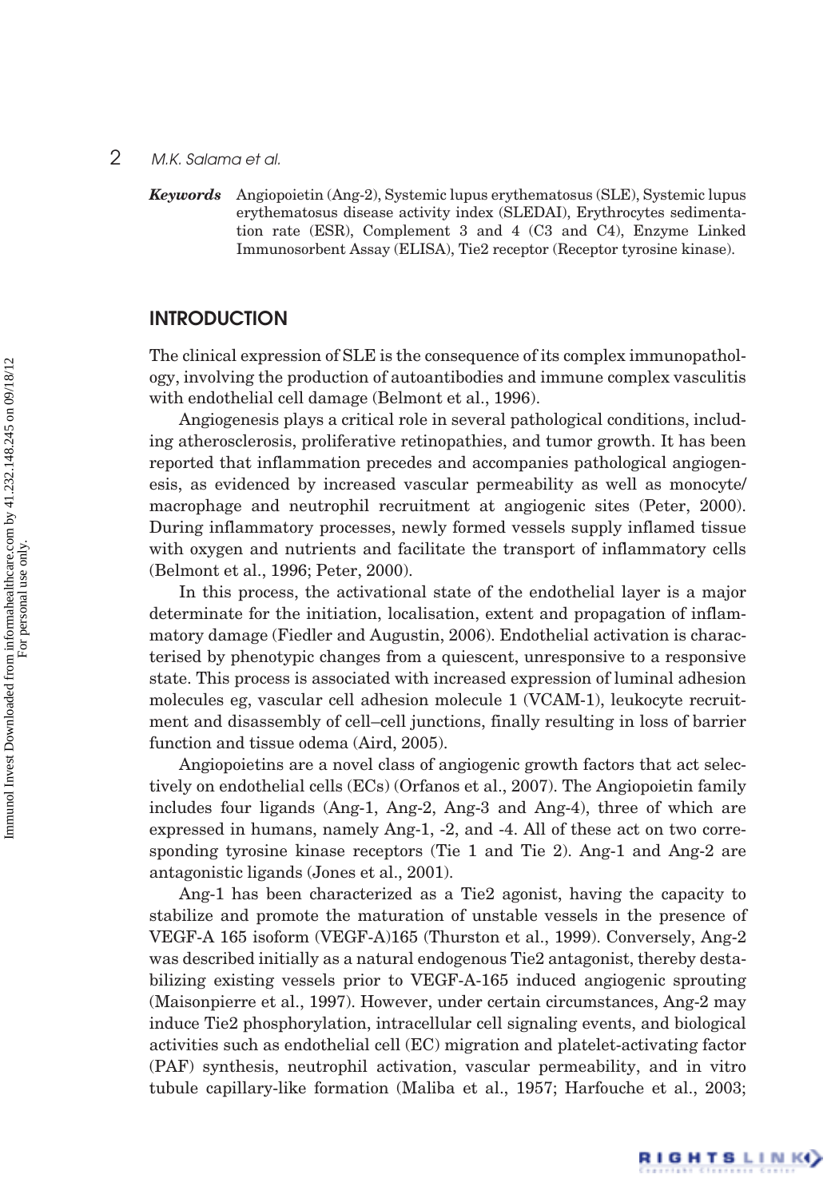***Keywords*** Angiopoietin (Ang-2), Systemic lupus erythematosus (SLE), Systemic lupus erythematosus disease activity index (SLEDAI), Erythrocytes sedimentation rate (ESR), Complement 3 and 4 (C3 and C4), Enzyme Linked Immunosorbent Assay (ELISA), Tie2 receptor (Receptor tyrosine kinase).

## INTRODUCTION

The clinical expression of SLE is the consequence of its complex immunopathology, involving the production of autoantibodies and immune complex vasculitis with endothelial cell damage (Belmont et al., 1996).

Angiogenesis plays a critical role in several pathological conditions, including atherosclerosis, proliferative retinopathies, and tumor growth. It has been reported that inflammation precedes and accompanies pathological angiogenesis, as evidenced by increased vascular permeability as well as monocyte/macrophage and neutrophil recruitment at angiogenic sites (Peter, 2000). During inflammatory processes, newly formed vessels supply inflamed tissue with oxygen and nutrients and facilitate the transport of inflammatory cells (Belmont et al., 1996; Peter, 2000).

In this process, the activational state of the endothelial layer is a major determinate for the initiation, localisation, extent and propagation of inflammatory damage (Fiedler and Augustin, 2006). Endothelial activation is characterised by phenotypic changes from a quiescent, unresponsive to a responsive state. This process is associated with increased expression of luminal adhesion molecules eg, vascular cell adhesion molecule 1 (VCAM-1), leukocyte recruitment and disassembly of cell–cell junctions, finally resulting in loss of barrier function and tissue odema (Aird, 2005).

Angiopoietins are a novel class of angiogenic growth factors that act selectively on endothelial cells (ECs) (Orfanos et al., 2007). The Angiopoietin family includes four ligands (Ang-1, Ang-2, Ang-3 and Ang-4), three of which are expressed in humans, namely Ang-1, -2, and -4. All of these act on two corresponding tyrosine kinase receptors (Tie 1 and Tie 2). Ang-1 and Ang-2 are antagonistic ligands (Jones et al., 2001).

Ang-1 has been characterized as a Tie2 agonist, having the capacity to stabilize and promote the maturation of unstable vessels in the presence of VEGF-A 165 isoform (VEGF-A)165 (Thurston et al., 1999). Conversely, Ang-2 was described initially as a natural endogenous Tie2 antagonist, thereby destabilizing existing vessels prior to VEGF-A-165 induced angiogenic sprouting (Maisonpierre et al., 1997). However, under certain circumstances, Ang-2 may induce Tie2 phosphorylation, intracellular cell signaling events, and biological activities such as endothelial cell (EC) migration and platelet-activating factor (PAF) synthesis, neutrophil activation, vascular permeability, and in vitro tubule capillary-like formation (Maliba et al., 1957; Harfouche et al., 2003;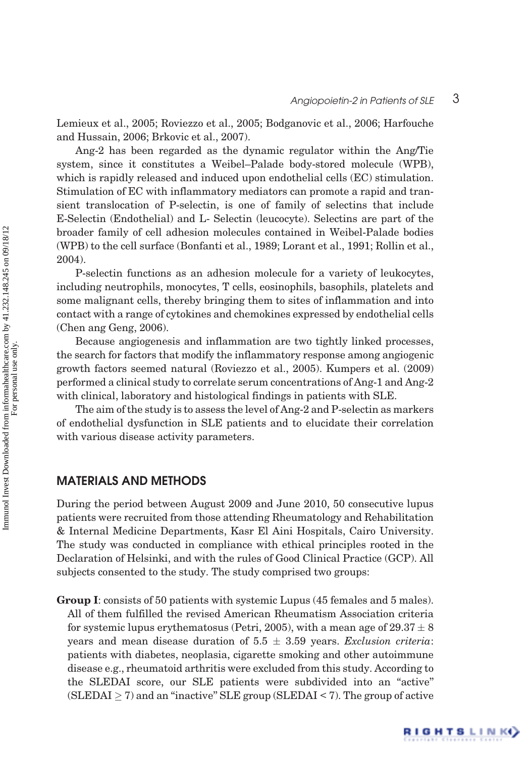Lemieux et al., 2005; Roviezzo et al., 2005; Bodganovic et al., 2006; Harfouche and Hussain, 2006; Brkovic et al., 2007).

Ang-2 has been regarded as the dynamic regulator within the Ang/Tie system, since it constitutes a Weibel–Palade body-stored molecule (WPB), which is rapidly released and induced upon endothelial cells (EC) stimulation. Stimulation of EC with inflammatory mediators can promote a rapid and transient translocation of P-selectin, is one of family of selectins that include E-Selectin (Endothelial) and L- Selectin (leucocyte). Selectins are part of the broader family of cell adhesion molecules contained in Weibel-Palade bodies (WPB) to the cell surface (Bonfanti et al., 1989; Lorant et al., 1991; Rollin et al., 2004).

P-selectin functions as an adhesion molecule for a variety of leukocytes, including neutrophils, monocytes, T cells, eosinophils, basophils, platelets and some malignant cells, thereby bringing them to sites of inflammation and into contact with a range of cytokines and chemokines expressed by endothelial cells (Chen ang Geng, 2006).

Because angiogenesis and inflammation are two tightly linked processes, the search for factors that modify the inflammatory response among angiogenic growth factors seemed natural (Roviezzo et al., 2005). Kumpers et al. (2009) performed a clinical study to correlate serum concentrations of Ang-1 and Ang-2 with clinical, laboratory and histological findings in patients with SLE.

The aim of the study is to assess the level of Ang-2 and P-selectin as markers of endothelial dysfunction in SLE patients and to elucidate their correlation with various disease activity parameters.

## MATERIALS AND METHODS

During the period between August 2009 and June 2010, 50 consecutive lupus patients were recruited from those attending Rheumatology and Rehabilitation & Internal Medicine Departments, Kasr El Aini Hospitals, Cairo University. The study was conducted in compliance with ethical principles rooted in the Declaration of Helsinki, and with the rules of Good Clinical Practice (GCP). All subjects consented to the study. The study comprised two groups:

**Group I**: consists of 50 patients with systemic Lupus (45 females and 5 males). All of them fulfilled the revised American Rheumatism Association criteria for systemic lupus erythematosus (Petri, 2005), with a mean age of $29.37 \pm 8$ years and mean disease duration of $5.5 \pm 3.59$ years. *Exclusion criteria*: patients with diabetes, neoplasia, cigarette smoking and other autoimmune disease e.g., rheumatoid arthritis were excluded from this study. According to the SLEDAI score, our SLE patients were subdivided into an "active" (SLEDAI $\geq 7$) and an "inactive" SLE group (SLEDAI < 7). The group of active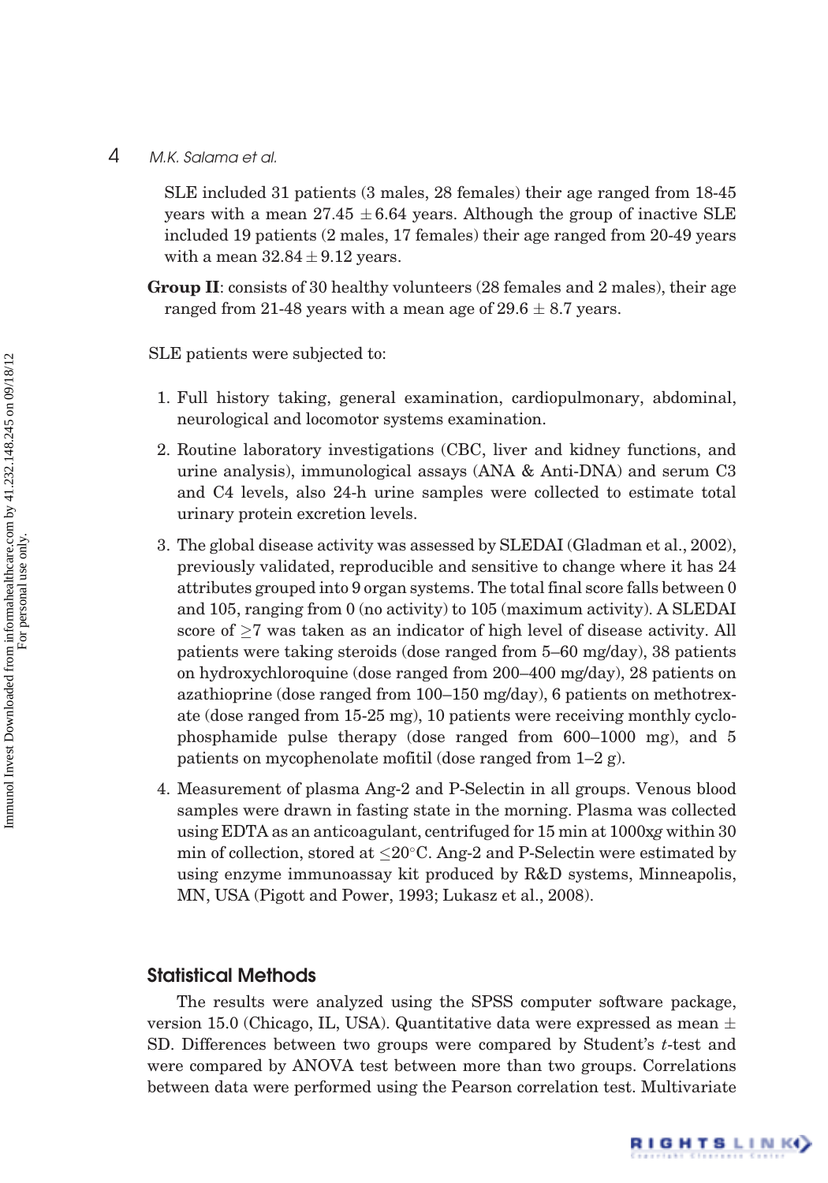SLE included 31 patients (3 males, 28 females) their age ranged from 18-45 years with a mean 27.45 $\pm$ 6.64 years. Although the group of inactive SLE included 19 patients (2 males, 17 females) their age ranged from 20-49 years with a mean 32.84 $\pm$ 9.12 years.

**Group II**: consists of 30 healthy volunteers (28 females and 2 males), their age ranged from 21-48 years with a mean age of 29.6 $\pm$ 8.7 years.

SLE patients were subjected to:

1. Full history taking, general examination, cardiopulmonary, abdominal, neurological and locomotor systems examination.
2. Routine laboratory investigations (CBC, liver and kidney functions, and urine analysis), immunological assays (ANA & Anti-DNA) and serum C3 and C4 levels, also 24-h urine samples were collected to estimate total urinary protein excretion levels.
3. The global disease activity was assessed by SLEDAI (Gladman et al., 2002), previously validated, reproducible and sensitive to change where it has 24 attributes grouped into 9 organ systems. The total final score falls between 0 and 105, ranging from 0 (no activity) to 105 (maximum activity). A SLEDAI score of $\geq$7 was taken as an indicator of high level of disease activity. All patients were taking steroids (dose ranged from 5–60 mg/day), 38 patients on hydroxychloroquine (dose ranged from 200–400 mg/day), 28 patients on azathioprine (dose ranged from 100–150 mg/day), 6 patients on methotrexate (dose ranged from 15-25 mg), 10 patients were receiving monthly cyclophosphamide pulse therapy (dose ranged from 600–1000 mg), and 5 patients on mycophenolate mofitil (dose ranged from 1–2 g).
4. Measurement of plasma Ang-2 and P-Selectin in all groups. Venous blood samples were drawn in fasting state in the morning. Plasma was collected using EDTA as an anticoagulant, centrifuged for 15 min at 1000x*g* within 30 min of collection, stored at $\leq$20°C. Ang-2 and P-Selectin were estimated by using enzyme immunoassay kit produced by R&D systems, Minneapolis, MN, USA (Pigott and Power, 1993; Lukasz et al., 2008).

## Statistical Methods

The results were analyzed using the SPSS computer software package, version 15.0 (Chicago, IL, USA). Quantitative data were expressed as mean $\pm$ SD. Differences between two groups were compared by Student's *t*-test and were compared by ANOVA test between more than two groups. Correlations between data were performed using the Pearson correlation test. Multivariate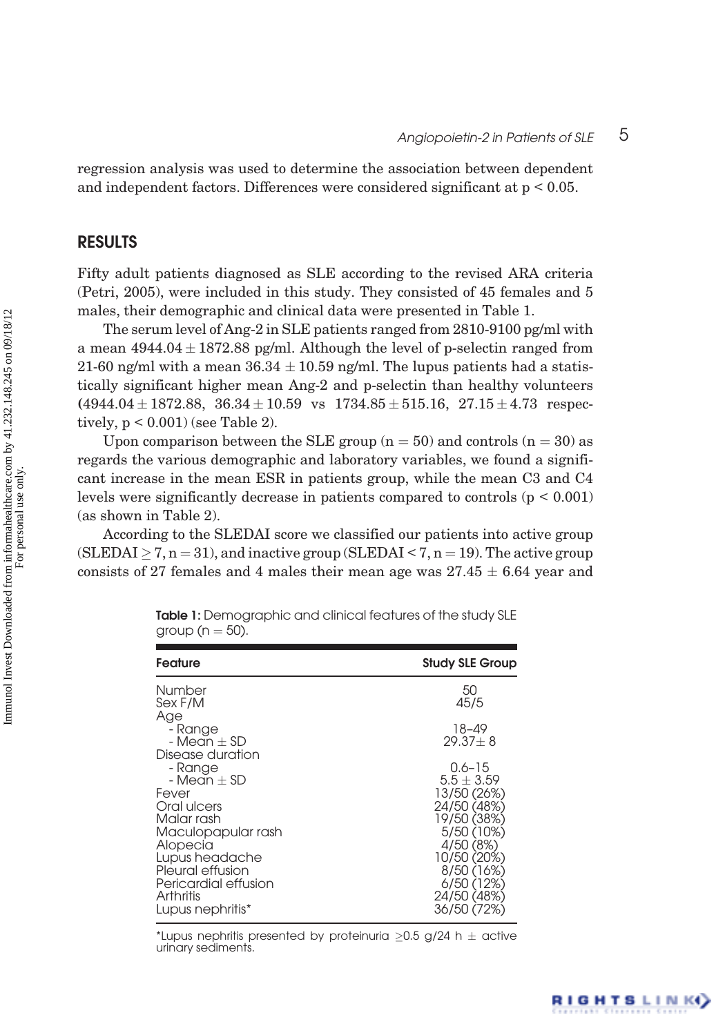regression analysis was used to determine the association between dependent and independent factors. Differences were considered significant at $p < 0.05$.

## RESULTS

Fifty adult patients diagnosed as SLE according to the revised ARA criteria (Petri, 2005), were included in this study. They consisted of 45 females and 5 males, their demographic and clinical data were presented in Table 1.

The serum level of Ang-2 in SLE patients ranged from 2810-9100 pg/ml with a mean $4944.04 \pm 1872.88$ pg/ml. Although the level of p-selectin ranged from 21-60 ng/ml with a mean $36.34 \pm 10.59$ ng/ml. The lupus patients had a statistically significant higher mean Ang-2 and p-selectin than healthy volunteers ($4944.04 \pm 1872.88$, $36.34 \pm 10.59$ vs $1734.85 \pm 515.16$, $27.15 \pm 4.73$ respectively, $p < 0.001$) (see Table 2).

Upon comparison between the SLE group ($n = 50$) and controls ($n = 30$) as regards the various demographic and laboratory variables, we found a significant increase in the mean ESR in patients group, while the mean C3 and C4 levels were significantly decrease in patients compared to controls ($p < 0.001$) (as shown in Table 2).

According to the SLEDAI score we classified our patients into active group (SLEDAI $\geq 7$, $n = 31$), and inactive group (SLEDAI $< 7$, $n = 19$). The active group consists of 27 females and 4 males their mean age was $27.45 \pm 6.64$ year and

**Table 1:** Demographic and clinical features of the study SLE group ($n = 50$).

| Feature | Study SLE Group |
|---|---|
| Number | 50 |
| Sex F/M | 45/5 |
| Age | |
| - Range | 18–49 |
| - Mean ± SD | 29.37 ± 8 |
| Disease duration | |
| - Range | 0.6–15 |
| - Mean ± SD | 5.5 ± 3.59 |
| Fever | 13/50 (26%) |
| Oral ulcers | 24/50 (48%) |
| Malar rash | 19/50 (38%) |
| Maculopapular rash | 5/50 (10%) |
| Alopecia | 4/50 (8%) |
| Lupus headache | 10/50 (20%) |
| Pleural effusion | 8/50 (16%) |
| Pericardial effusion | 6/50 (12%) |
| Arthritis | 24/50 (48%) |
| Lupus nephritis* | 36/50 (72%) |

*Lupus nephritis presented by proteinuria $\geq$0.5 g/24 h ± active urinary sediments.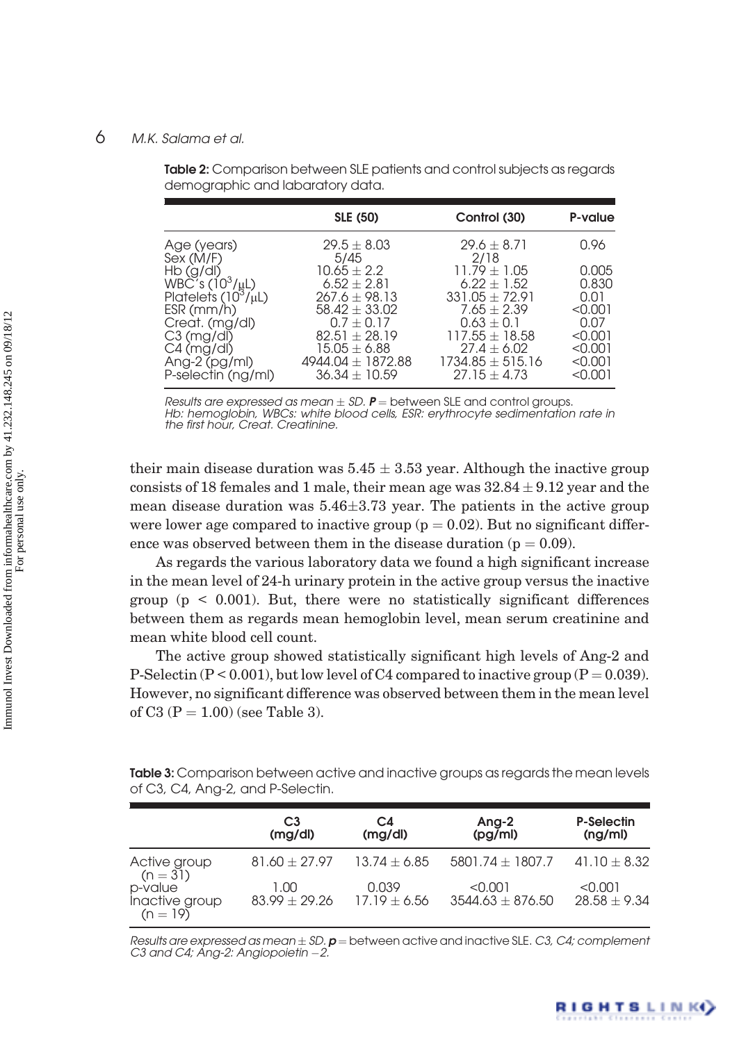**Table 2:** Comparison between SLE patients and control subjects as regards demographic and labaratory data.

| | SLE (50) | Control (30) | P-value |
|---|---|---|---|
| Age (years) | 29.5 ± 8.03 | 29.6 ± 8.71 | 0.96 |
| Sex (M/F) | 5/45 | 2/18 | |
| Hb (g/dl) | 10.65 ± 2.2 | 11.79 ± 1.05 | 0.005 |
| WBC's ($10^3/\mu L$) | 6.52 ± 2.81 | 6.22 ± 1.52 | 0.830 |
| Platelets ($10^3/\mu L$) | 267.6 ± 98.13 | 331.05 ± 72.91 | 0.01 |
| ESR (mm/h) | 58.42 ± 33.02 | 7.65 ± 2.39 | <0.001 |
| Creat. (mg/dl) | 0.7 ± 0.17 | 0.63 ± 0.1 | 0.07 |
| C3 (mg/dl) | 82.51 ± 28.19 | 117.55 ± 18.58 | <0.001 |
| C4 (mg/dl) | 15.05 ± 6.88 | 27.4 ± 6.02 | <0.001 |
| Ang-2 (pg/ml) | 4944.04 ± 1872.88 | 1734.85 ± 515.16 | <0.001 |
| P-selectin (ng/ml) | 36.34 ± 10.59 | 27.15 ± 4.73 | <0.001 |

*Results are expressed as mean ± SD.* ***P*** *= between SLE and control groups.*
*Hb: hemoglobin, WBCs: white blood cells, ESR: erythrocyte sedimentation rate in the first hour, Creat. Creatinine.*

their main disease duration was 5.45 ± 3.53 year. Although the inactive group consists of 18 females and 1 male, their mean age was 32.84 ± 9.12 year and the mean disease duration was 5.46±3.73 year. The patients in the active group were lower age compared to inactive group ($p = 0.02$). But no significant difference was observed between them in the disease duration ($p = 0.09$).

As regards the various laboratory data we found a high significant increase in the mean level of 24-h urinary protein in the active group versus the inactive group ($p < 0.001$). But, there were no statistically significant differences between them as regards mean hemoglobin level, mean serum creatinine and mean white blood cell count.

The active group showed statistically significant high levels of Ang-2 and P-Selectin ($P < 0.001$), but low level of C4 compared to inactive group ($P = 0.039$). However, no significant difference was observed between them in the mean level of C3 ($P = 1.00$) (see Table 3).

**Table 3:** Comparison between active and inactive groups as regards the mean levels of C3, C4, Ang-2, and P-Selectin.

| | C3 (mg/dl) | C4 (mg/dl) | Ang-2 (pg/ml) | P-Selectin (ng/ml) |
|---|---|---|---|---|
| Active group (n = 31) | 81.60 ± 27.97 | 13.74 ± 6.85 | 5801.74 ± 1807.7 | 41.10 ± 8.32 |
| p-value | 1.00 | 0.039 | <0.001 | <0.001 |
| Inactive group (n = 19) | 83.99 ± 29.26 | 17.19 ± 6.56 | 3544.63 ± 876.50 | 28.58 ± 9.34 |

*Results are expressed as mean ± SD.* ***p*** *= between active and inactive SLE. C3, C4; complement C3 and C4; Ang-2: Angiopoietin −2.*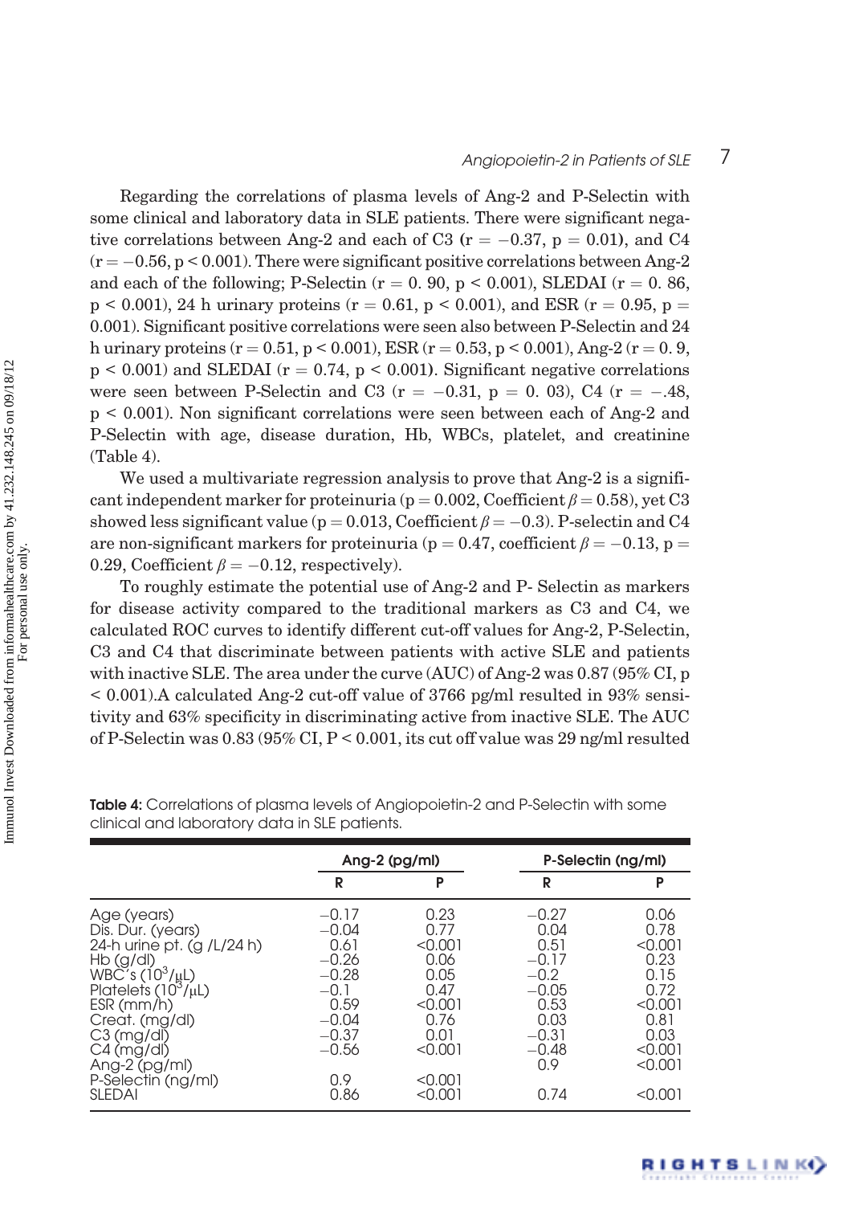Regarding the correlations of plasma levels of Ang-2 and P-Selectin with some clinical and laboratory data in SLE patients. There were significant negative correlations between Ang-2 and each of C3 ($r = -0.37$, $p = 0.01$), and C4 ($r = -0.56$, $p < 0.001$). There were significant positive correlations between Ang-2 and each of the following; P-Selectin ($r = 0.90$, $p < 0.001$), SLEDAI ($r = 0.86$, $p < 0.001$), 24 h urinary proteins ($r = 0.61$, $p < 0.001$), and ESR ($r = 0.95$, $p = 0.001$). Significant positive correlations were seen also between P-Selectin and 24 h urinary proteins ($r = 0.51$, $p < 0.001$), ESR ($r = 0.53$, $p < 0.001$), Ang-2 ($r = 0.9$, $p < 0.001$) and SLEDAI ($r = 0.74$, $p < 0.001$). Significant negative correlations were seen between P-Selectin and C3 ($r = -0.31$, $p = 0.03$), C4 ($r = -.48$, $p < 0.001$). Non significant correlations were seen between each of Ang-2 and P-Selectin with age, disease duration, Hb, WBCs, platelet, and creatinine (Table 4).

We used a multivariate regression analysis to prove that Ang-2 is a significant independent marker for proteinuria ($p = 0.002$, Coefficient $\beta = 0.58$), yet C3 showed less significant value ($p = 0.013$, Coefficient $\beta = -0.3$). P-selectin and C4 are non-significant markers for proteinuria ($p = 0.47$, coefficient $\beta = -0.13$, $p = 0.29$, Coefficient $\beta = -0.12$, respectively).

To roughly estimate the potential use of Ang-2 and P- Selectin as markers for disease activity compared to the traditional markers as C3 and C4, we calculated ROC curves to identify different cut-off values for Ang-2, P-Selectin, C3 and C4 that discriminate between patients with active SLE and patients with inactive SLE. The area under the curve (AUC) of Ang-2 was 0.87 (95% CI, $p < 0.001$).A calculated Ang-2 cut-off value of 3766 pg/ml resulted in 93% sensitivity and 63% specificity in discriminating active from inactive SLE. The AUC of P-Selectin was 0.83 (95% CI, $P < 0.001$, its cut off value was 29 ng/ml resulted

**Table 4:** Correlations of plasma levels of Angiopoietin-2 and P-Selectin with some clinical and laboratory data in SLE patients.

| | Ang-2 (pg/ml) | | P-Selectin (ng/ml) | |
|---|---|---|---|---|
| | R | P | R | P |
| Age (years) | −0.17 | 0.23 | −0.27 | 0.06 |
| Dis. Dur. (years) | −0.04 | 0.77 | 0.04 | 0.78 |
| 24-h urine pt. (g /L/24 h) | 0.61 | <0.001 | 0.51 | <0.001 |
| Hb (g/dl) | −0.26 | 0.06 | −0.17 | 0.23 |
| WBC's ($10^3/\mu L$) | −0.28 | 0.05 | −0.2 | 0.15 |
| Platelets ($10^3/\mu L$) | −0.1 | 0.47 | −0.05 | 0.72 |
| ESR (mm/h) | 0.59 | <0.001 | 0.53 | <0.001 |
| Creat. (mg/dl) | −0.04 | 0.76 | 0.03 | 0.81 |
| C3 (mg/dl) | −0.37 | 0.01 | −0.31 | 0.03 |
| C4 (mg/dl) | −0.56 | <0.001 | −0.48 | <0.001 |
| Ang-2 (pg/ml) | | | 0.9 | <0.001 |
| P-Selectin (ng/ml) | 0.9 | <0.001 | | |
| SLEDAI | 0.86 | <0.001 | 0.74 | <0.001 |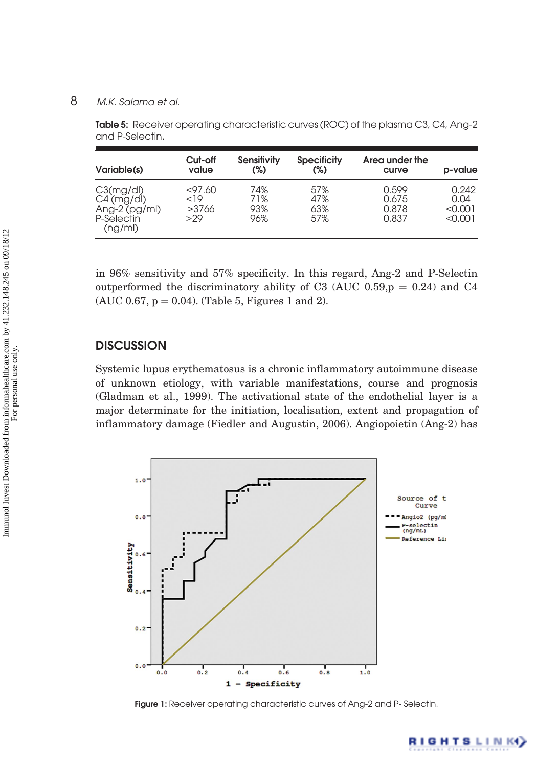Table 5: Receiver operating characteristic curves (ROC) of the plasma C3, C4, Ang-2 and P-Selectin.

| Variable(s) | Cut-off value | Sensitivity (%) | Specificity (%) | Area under the curve | p-value |
|---|---|---|---|---|---|
| C3(mg/dl) | <97.60 | 74% | 57% | 0.599 | 0.242 |
| C4 (mg/dl) | <19 | 71% | 47% | 0.675 | 0.04 |
| Ang-2 (pg/ml) | >3766 | 93% | 63% | 0.878 | <0.001 |
| P-Selectin (ng/ml) | >29 | 96% | 57% | 0.837 | <0.001 |

in 96% sensitivity and 57% specificity. In this regard, Ang-2 and P-Selectin outperformed the discriminatory ability of C3 (AUC 0.59, $p = 0.24$) and C4 (AUC 0.67, $p = 0.04$). (Table 5, Figures 1 and 2).

## DISCUSSION

Systemic lupus erythematosus is a chronic inflammatory autoimmune disease of unknown etiology, with variable manifestations, course and prognosis (Gladman et al., 1999). The activational state of the endothelial layer is a major determinate for the initiation, localisation, extent and propagation of inflammatory damage (Fiedler and Augustin, 2006). Angiopoietin (Ang-2) has

Figure 1: Receiver operating characteristic curves of Ang-2 and P- Selectin.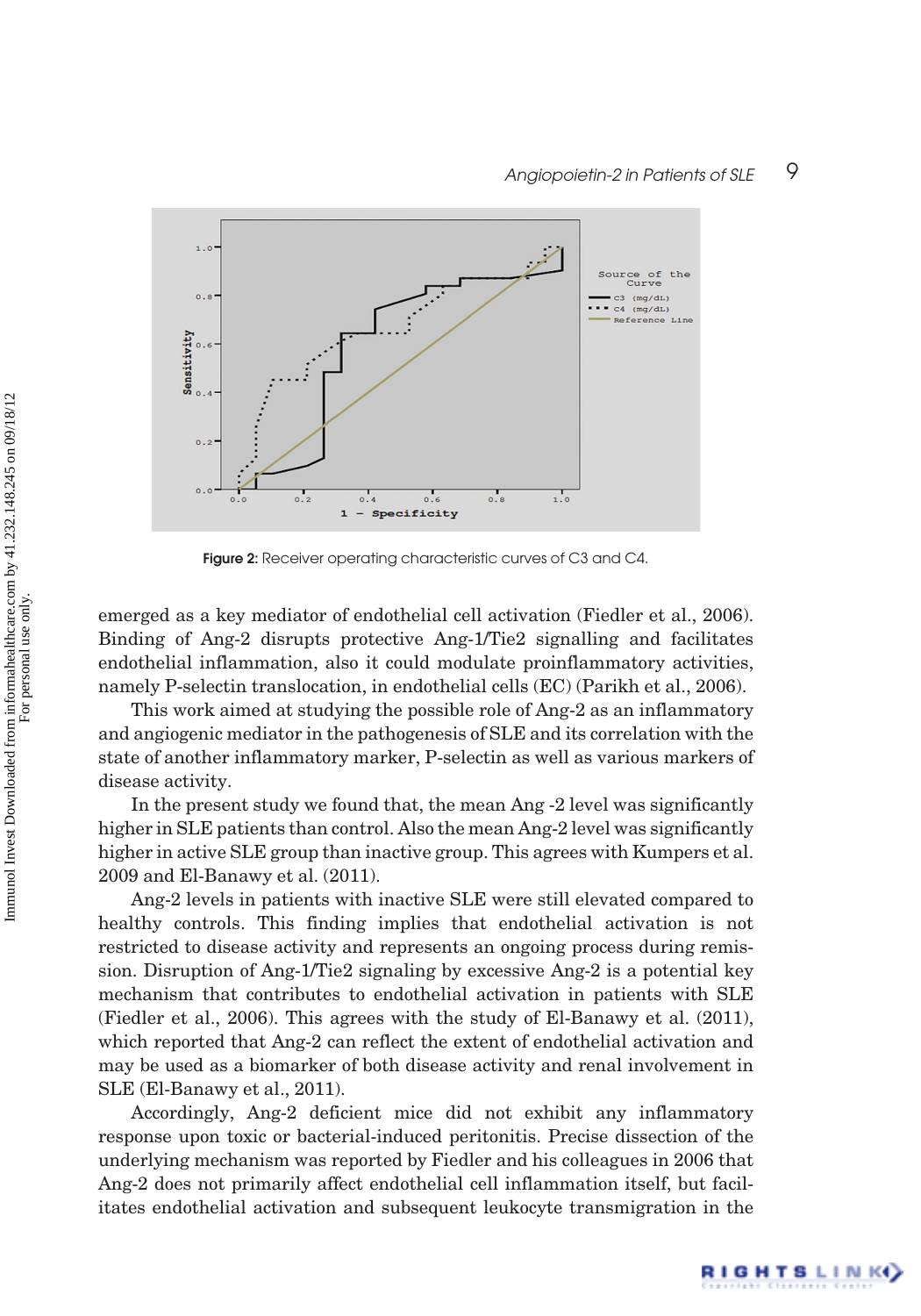**Figure 2:** Receiver operating characteristic curves of C3 and C4.

emerged as a key mediator of endothelial cell activation (Fiedler et al., 2006). Binding of Ang-2 disrupts protective Ang-1/Tie2 signalling and facilitates endothelial inflammation, also it could modulate proinflammatory activities, namely P-selectin translocation, in endothelial cells (EC) (Parikh et al., 2006).

This work aimed at studying the possible role of Ang-2 as an inflammatory and angiogenic mediator in the pathogenesis of SLE and its correlation with the state of another inflammatory marker, P-selectin as well as various markers of disease activity.

In the present study we found that, the mean Ang -2 level was significantly higher in SLE patients than control. Also the mean Ang-2 level was significantly higher in active SLE group than inactive group. This agrees with Kumpers et al. 2009 and El-Banawy et al. (2011).

Ang-2 levels in patients with inactive SLE were still elevated compared to healthy controls. This finding implies that endothelial activation is not restricted to disease activity and represents an ongoing process during remission. Disruption of Ang-1/Tie2 signaling by excessive Ang-2 is a potential key mechanism that contributes to endothelial activation in patients with SLE (Fiedler et al., 2006). This agrees with the study of El-Banawy et al. (2011), which reported that Ang-2 can reflect the extent of endothelial activation and may be used as a biomarker of both disease activity and renal involvement in SLE (El-Banawy et al., 2011).

Accordingly, Ang-2 deficient mice did not exhibit any inflammatory response upon toxic or bacterial-induced peritonitis. Precise dissection of the underlying mechanism was reported by Fiedler and his colleagues in 2006 that Ang-2 does not primarily affect endothelial cell inflammation itself, but facilitates endothelial activation and subsequent leukocyte transmigration in the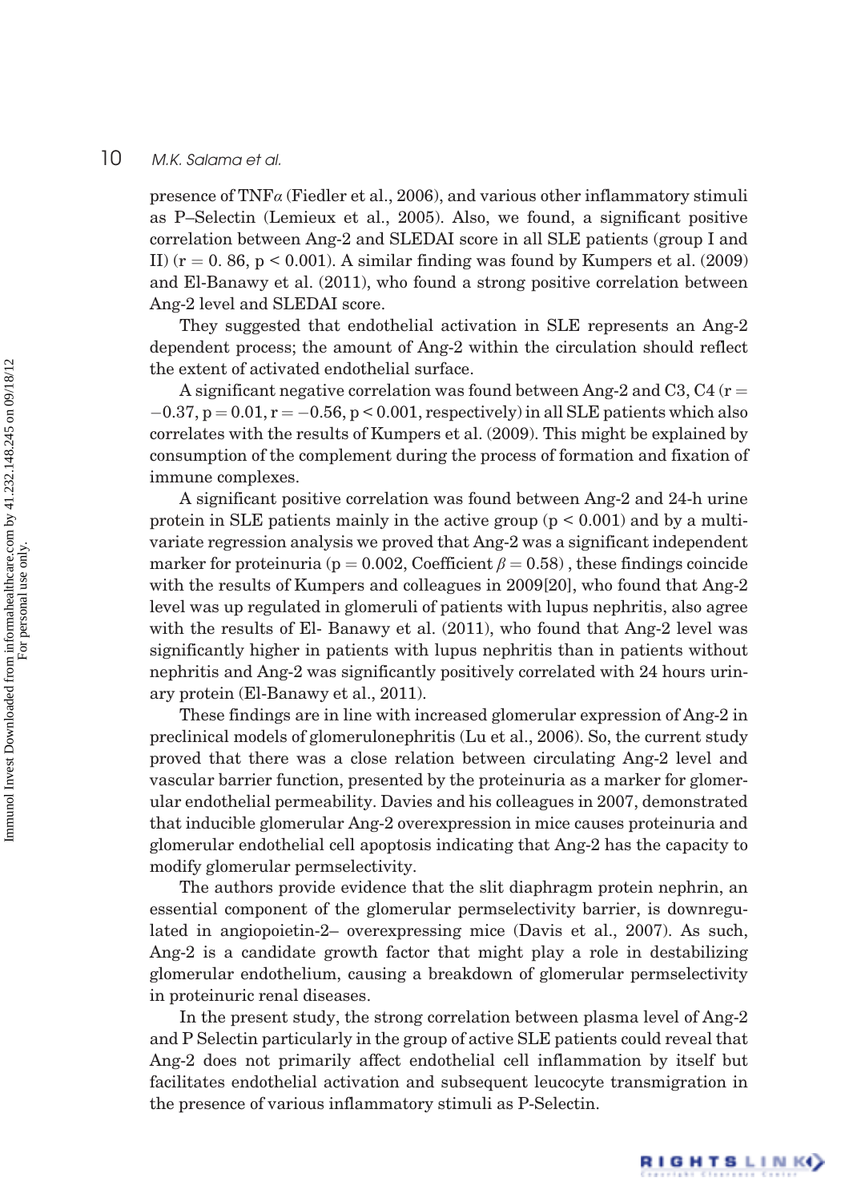presence of TNF$\alpha$ (Fiedler et al., 2006), and various other inflammatory stimuli as P–Selectin (Lemieux et al., 2005). Also, we found, a significant positive correlation between Ang-2 and SLEDAI score in all SLE patients (group I and II) ($r = 0.86$, $p < 0.001$). A similar finding was found by Kumpers et al. (2009) and El-Banawy et al. (2011), who found a strong positive correlation between Ang-2 level and SLEDAI score.

They suggested that endothelial activation in SLE represents an Ang-2 dependent process; the amount of Ang-2 within the circulation should reflect the extent of activated endothelial surface.

A significant negative correlation was found between Ang-2 and C3, C4 ($r = -0.37$, $p = 0.01$, $r = -0.56$, $p < 0.001$, respectively) in all SLE patients which also correlates with the results of Kumpers et al. (2009). This might be explained by consumption of the complement during the process of formation and fixation of immune complexes.

A significant positive correlation was found between Ang-2 and 24-h urine protein in SLE patients mainly in the active group ($p < 0.001$) and by a multivariate regression analysis we proved that Ang-2 was a significant independent marker for proteinuria ($p = 0.002$, Coefficient $\beta = 0.58$) , these findings coincide with the results of Kumpers and colleagues in 2009[20], who found that Ang-2 level was up regulated in glomeruli of patients with lupus nephritis, also agree with the results of El- Banawy et al. (2011), who found that Ang-2 level was significantly higher in patients with lupus nephritis than in patients without nephritis and Ang-2 was significantly positively correlated with 24 hours urinary protein (El-Banawy et al., 2011).

These findings are in line with increased glomerular expression of Ang-2 in preclinical models of glomerulonephritis (Lu et al., 2006). So, the current study proved that there was a close relation between circulating Ang-2 level and vascular barrier function, presented by the proteinuria as a marker for glomerular endothelial permeability. Davies and his colleagues in 2007, demonstrated that inducible glomerular Ang-2 overexpression in mice causes proteinuria and glomerular endothelial cell apoptosis indicating that Ang-2 has the capacity to modify glomerular permselectivity.

The authors provide evidence that the slit diaphragm protein nephrin, an essential component of the glomerular permselectivity barrier, is downregulated in angiopoietin-2– overexpressing mice (Davis et al., 2007). As such, Ang-2 is a candidate growth factor that might play a role in destabilizing glomerular endothelium, causing a breakdown of glomerular permselectivity in proteinuric renal diseases.

In the present study, the strong correlation between plasma level of Ang-2 and P Selectin particularly in the group of active SLE patients could reveal that Ang-2 does not primarily affect endothelial cell inflammation by itself but facilitates endothelial activation and subsequent leucocyte transmigration in the presence of various inflammatory stimuli as P-Selectin.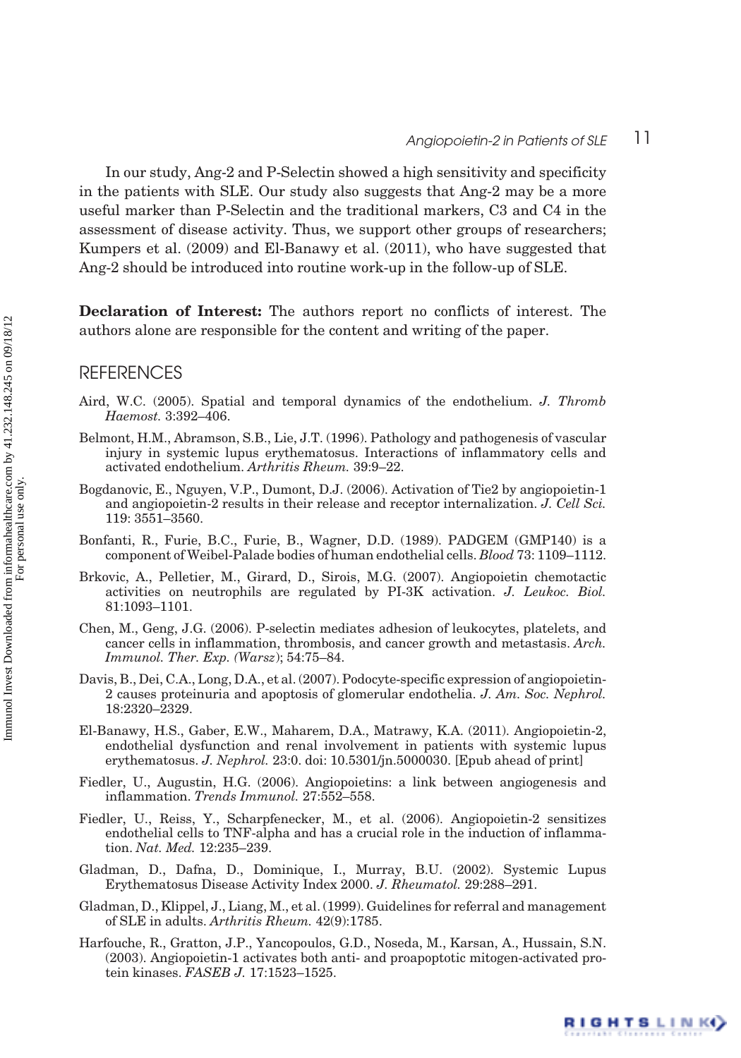In our study, Ang-2 and P-Selectin showed a high sensitivity and specificity in the patients with SLE. Our study also suggests that Ang-2 may be a more useful marker than P-Selectin and the traditional markers, C3 and C4 in the assessment of disease activity. Thus, we support other groups of researchers; Kumpers et al. (2009) and El-Banawy et al. (2011), who have suggested that Ang-2 should be introduced into routine work-up in the follow-up of SLE.

**Declaration of Interest:** The authors report no conflicts of interest. The authors alone are responsible for the content and writing of the paper.

## REFERENCES

Aird, W.C. (2005). Spatial and temporal dynamics of the endothelium. *J. Thromb Haemost.* 3:392–406.

Belmont, H.M., Abramson, S.B., Lie, J.T. (1996). Pathology and pathogenesis of vascular injury in systemic lupus erythematosus. Interactions of inflammatory cells and activated endothelium. *Arthritis Rheum.* 39:9–22.

Bogdanovic, E., Nguyen, V.P., Dumont, D.J. (2006). Activation of Tie2 by angiopoietin-1 and angiopoietin-2 results in their release and receptor internalization. *J. Cell Sci.* 119: 3551–3560.

Bonfanti, R., Furie, B.C., Furie, B., Wagner, D.D. (1989). PADGEM (GMP140) is a component of Weibel-Palade bodies of human endothelial cells. *Blood* 73: 1109–1112.

Brkovic, A., Pelletier, M., Girard, D., Sirois, M.G. (2007). Angiopoietin chemotactic activities on neutrophils are regulated by PI-3K activation. *J. Leukoc. Biol.* 81:1093–1101.

Chen, M., Geng, J.G. (2006). P-selectin mediates adhesion of leukocytes, platelets, and cancer cells in inflammation, thrombosis, and cancer growth and metastasis. *Arch. Immunol. Ther. Exp. (Warsz)*; 54:75–84.

Davis, B., Dei, C.A., Long, D.A., et al. (2007). Podocyte-specific expression of angiopoietin-2 causes proteinuria and apoptosis of glomerular endothelia. *J. Am. Soc. Nephrol.* 18:2320–2329.

El-Banawy, H.S., Gaber, E.W., Maharem, D.A., Matrawy, K.A. (2011). Angiopoietin-2, endothelial dysfunction and renal involvement in patients with systemic lupus erythematosus. *J. Nephrol.* 23:0. doi: 10.5301/jn.5000030. [Epub ahead of print]

Fiedler, U., Augustin, H.G. (2006). Angiopoietins: a link between angiogenesis and inflammation. *Trends Immunol.* 27:552–558.

Fiedler, U., Reiss, Y., Scharpfenecker, M., et al. (2006). Angiopoietin-2 sensitizes endothelial cells to TNF-alpha and has a crucial role in the induction of inflammation. *Nat. Med.* 12:235–239.

Gladman, D., Dafna, D., Dominique, I., Murray, B.U. (2002). Systemic Lupus Erythematosus Disease Activity Index 2000. *J. Rheumatol.* 29:288–291.

Gladman, D., Klippel, J., Liang, M., et al. (1999). Guidelines for referral and management of SLE in adults. *Arthritis Rheum.* 42(9):1785.

Harfouche, R., Gratton, J.P., Yancopoulos, G.D., Noseda, M., Karsan, A., Hussain, S.N. (2003). Angiopoietin-1 activates both anti- and proapoptotic mitogen-activated protein kinases. *FASEB J.* 17:1523–1525.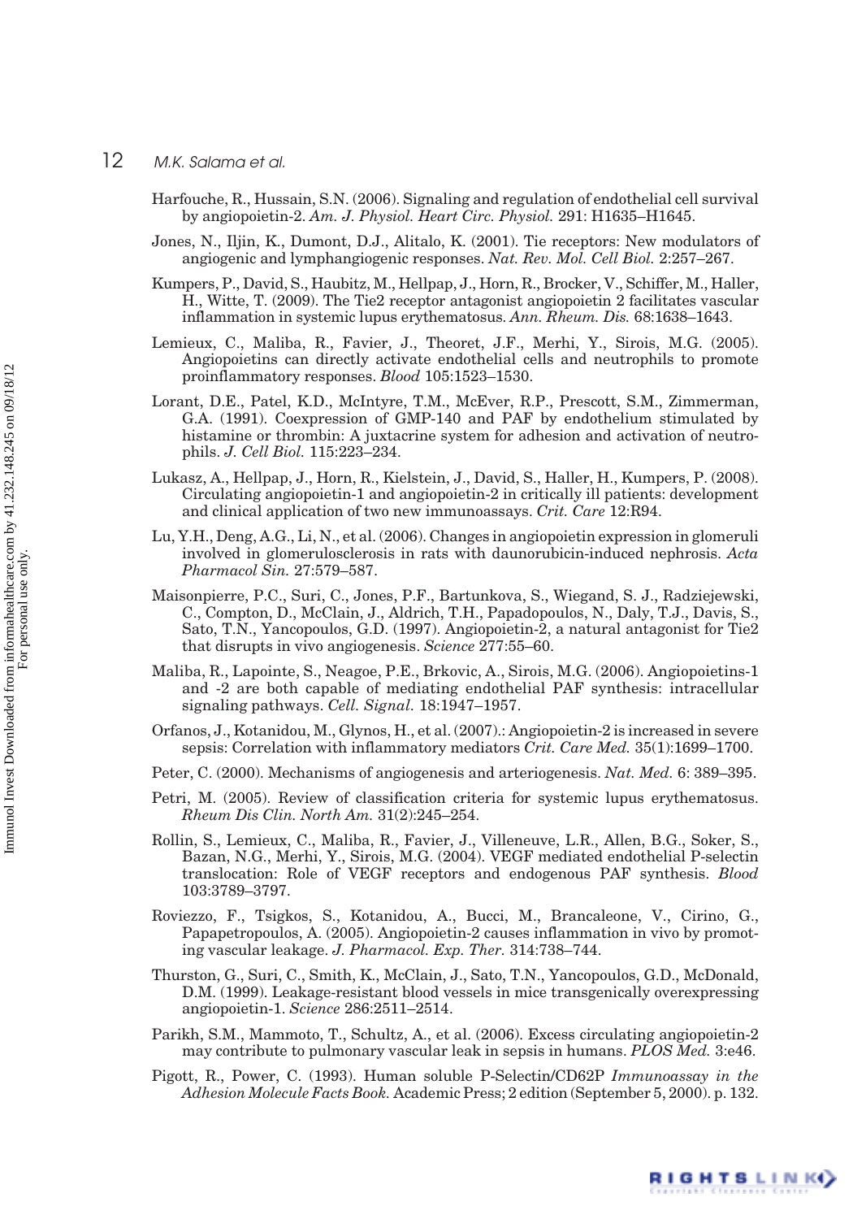Harfouche, R., Hussain, S.N. (2006). Signaling and regulation of endothelial cell survival by angiopoietin-2. *Am. J. Physiol. Heart Circ. Physiol.* 291: H1635–H1645.

Jones, N., Iljin, K., Dumont, D.J., Alitalo, K. (2001). Tie receptors: New modulators of angiogenic and lymphangiogenic responses. *Nat. Rev. Mol. Cell Biol.* 2:257–267.

Kumpers, P., David, S., Haubitz, M., Hellpap, J., Horn, R., Brocker, V., Schiffer, M., Haller, H., Witte, T. (2009). The Tie2 receptor antagonist angiopoietin 2 facilitates vascular inflammation in systemic lupus erythematosus. *Ann. Rheum. Dis.* 68:1638–1643.

Lemieux, C., Maliba, R., Favier, J., Theoret, J.F., Merhi, Y., Sirois, M.G. (2005). Angiopoietins can directly activate endothelial cells and neutrophils to promote proinflammatory responses. *Blood* 105:1523–1530.

Lorant, D.E., Patel, K.D., McIntyre, T.M., McEver, R.P., Prescott, S.M., Zimmerman, G.A. (1991). Coexpression of GMP-140 and PAF by endothelium stimulated by histamine or thrombin: A juxtacrine system for adhesion and activation of neutrophils. *J. Cell Biol.* 115:223–234.

Lukasz, A., Hellpap, J., Horn, R., Kielstein, J., David, S., Haller, H., Kumpers, P. (2008). Circulating angiopoietin-1 and angiopoietin-2 in critically ill patients: development and clinical application of two new immunoassays. *Crit. Care* 12:R94.

Lu, Y.H., Deng, A.G., Li, N., et al. (2006). Changes in angiopoietin expression in glomeruli involved in glomerulosclerosis in rats with daunorubicin-induced nephrosis. *Acta Pharmacol Sin.* 27:579–587.

Maisonpierre, P.C., Suri, C., Jones, P.F., Bartunkova, S., Wiegand, S. J., Radziejewski, C., Compton, D., McClain, J., Aldrich, T.H., Papadopoulos, N., Daly, T.J., Davis, S., Sato, T.N., Yancopoulos, G.D. (1997). Angiopoietin-2, a natural antagonist for Tie2 that disrupts in vivo angiogenesis. *Science* 277:55–60.

Maliba, R., Lapointe, S., Neagoe, P.E., Brkovic, A., Sirois, M.G. (2006). Angiopoietins-1 and -2 are both capable of mediating endothelial PAF synthesis: intracellular signaling pathways. *Cell. Signal.* 18:1947–1957.

Orfanos, J., Kotanidou, M., Glynos, H., et al. (2007).: Angiopoietin-2 is increased in severe sepsis: Correlation with inflammatory mediators *Crit. Care Med.* 35(1):1699–1700.

Peter, C. (2000). Mechanisms of angiogenesis and arteriogenesis. *Nat. Med.* 6: 389–395.

Petri, M. (2005). Review of classification criteria for systemic lupus erythematosus. *Rheum Dis Clin. North Am.* 31(2):245–254.

Rollin, S., Lemieux, C., Maliba, R., Favier, J., Villeneuve, L.R., Allen, B.G., Soker, S., Bazan, N.G., Merhi, Y., Sirois, M.G. (2004). VEGF mediated endothelial P-selectin translocation: Role of VEGF receptors and endogenous PAF synthesis. *Blood* 103:3789–3797.

Roviezzo, F., Tsigkos, S., Kotanidou, A., Bucci, M., Brancaleone, V., Cirino, G., Papapetropoulos, A. (2005). Angiopoietin-2 causes inflammation in vivo by promoting vascular leakage. *J. Pharmacol. Exp. Ther.* 314:738–744.

Thurston, G., Suri, C., Smith, K., McClain, J., Sato, T.N., Yancopoulos, G.D., McDonald, D.M. (1999). Leakage-resistant blood vessels in mice transgenically overexpressing angiopoietin-1. *Science* 286:2511–2514.

Parikh, S.M., Mammoto, T., Schultz, A., et al. (2006). Excess circulating angiopoietin-2 may contribute to pulmonary vascular leak in sepsis in humans. *PLOS Med.* 3:e46.

Pigott, R., Power, C. (1993). Human soluble P-Selectin/CD62P *Immunoassay in the Adhesion Molecule Facts Book.* Academic Press; 2 edition (September 5, 2000). p. 132.